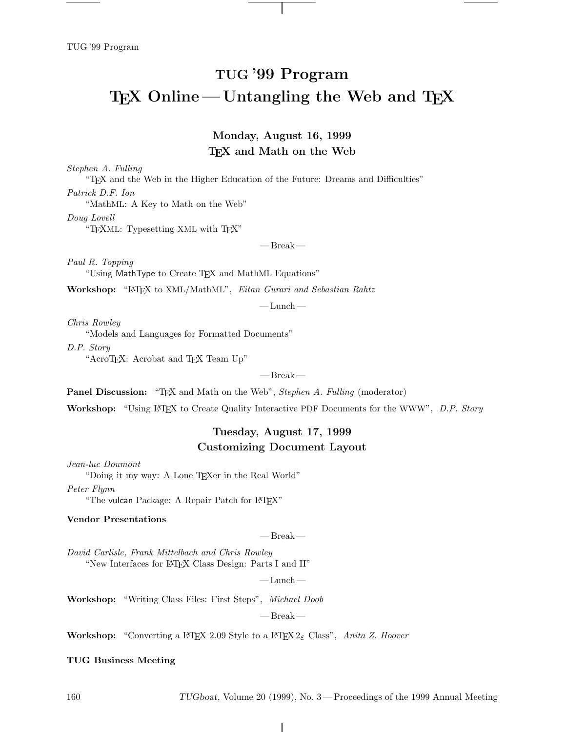# TUG '99 Program
# TEX Online — Untangling the Web and TEX

## Monday, August 16, 1999
## TEX and Math on the Web

*Stephen A. Fulling*
"TEX and the Web in the Higher Education of the Future: Dreams and Difficulties"

*Patrick D.F. Ion*
"MathML: A Key to Math on the Web"

*Doug Lovell*
"TEXML: Typesetting XML with TEX"

— Break —

*Paul R. Topping*
"Using MathType to Create TEX and MathML Equations"

**Workshop:** "LATEX to XML/MathML", *Eitan Gurari and Sebastian Rahtz*

— Lunch —

*Chris Rowley*
"Models and Languages for Formatted Documents"

*D.P. Story*
"AcroTEX: Acrobat and TEX Team Up"

— Break —

**Panel Discussion:** "TEX and Math on the Web", *Stephen A. Fulling* (moderator)

**Workshop:** "Using LATEX to Create Quality Interactive PDF Documents for the WWW", *D.P. Story*

## Tuesday, August 17, 1999
## Customizing Document Layout

*Jean-luc Doumont*
"Doing it my way: A Lone TEXer in the Real World"

*Peter Flynn*
"The vulcan Package: A Repair Patch for LATEX"

**Vendor Presentations**

— Break —

*David Carlisle, Frank Mittelbach and Chris Rowley*
"New Interfaces for LATEX Class Design: Parts I and II"

— Lunch —

**Workshop:** "Writing Class Files: First Steps", *Michael Doob*

— Break —

**Workshop:** "Converting a LATEX 2.09 Style to a LATEX $2_\varepsilon$ Class", *Anita Z. Hoover*

**TUG Business Meeting**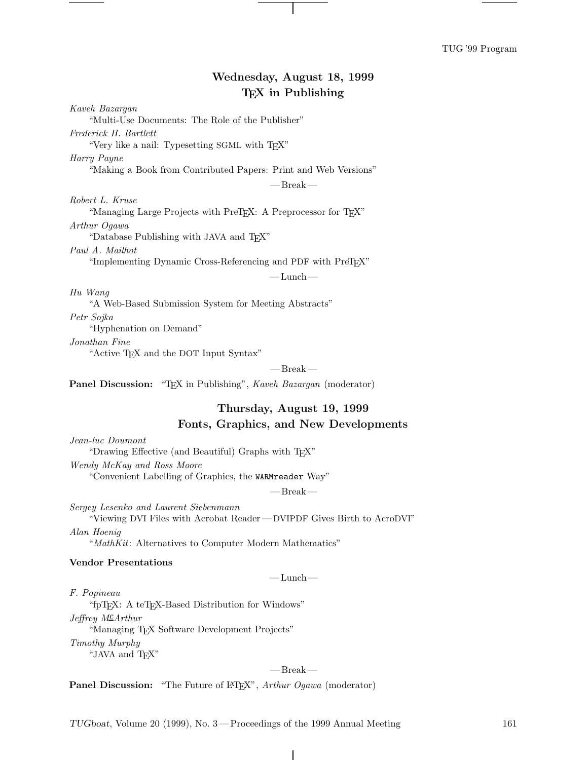## Wednesday, August 18, 1999
## TEX in Publishing

*Kaveh Bazargan*
"Multi-Use Documents: The Role of the Publisher"

*Frederick H. Bartlett*
"Very like a nail: Typesetting SGML with TEX"

*Harry Payne*
"Making a Book from Contributed Papers: Print and Web Versions"

— Break —

*Robert L. Kruse*
"Managing Large Projects with PreTEX: A Preprocessor for TEX"

*Arthur Ogawa*
"Database Publishing with JAVA and TEX"

*Paul A. Mailhot*
"Implementing Dynamic Cross-Referencing and PDF with PreTEX"

— Lunch —

*Hu Wang*
"A Web-Based Submission System for Meeting Abstracts"

*Petr Sojka*
"Hyphenation on Demand"

*Jonathan Fine*
"Active TEX and the DOT Input Syntax"

— Break —

**Panel Discussion:** "TEX in Publishing", *Kaveh Bazargan* (moderator)

## Thursday, August 19, 1999
## Fonts, Graphics, and New Developments

*Jean-luc Doumont*
"Drawing Effective (and Beautiful) Graphs with TEX"

*Wendy McKay and Ross Moore*
"Convenient Labelling of Graphics, the `WARMreader` Way"

— Break —

*Sergey Lesenko and Laurent Siebenmann*
"Viewing DVI Files with Acrobat Reader — DVIPDF Gives Birth to AcroDVI"

*Alan Hoenig*
"*MathKit*: Alternatives to Computer Modern Mathematics"

**Vendor Presentations**

— Lunch —

*F. Popineau*
"fpTEX: A teTEX-Based Distribution for Windows"

*Jeffrey McArthur*
"Managing TEX Software Development Projects"

*Timothy Murphy*
"JAVA and TEX"

— Break —

**Panel Discussion:** "The Future of LATEX", *Arthur Ogawa* (moderator)